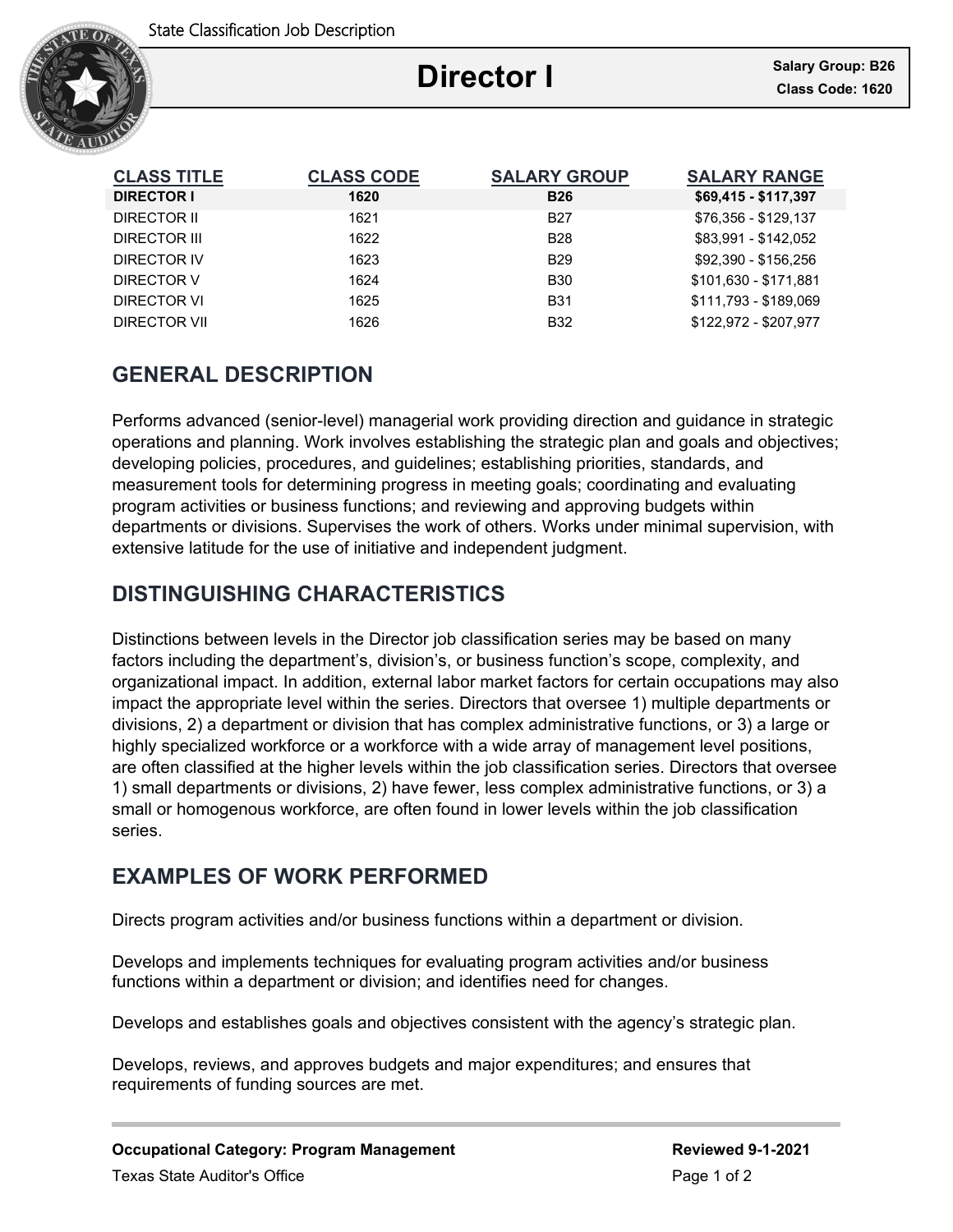# Director I

**Salary Group: B26**
**Class Code: 1620**

| CLASS TITLE | CLASS CODE | SALARY GROUP | SALARY RANGE |
|---|---|---|---|
| **DIRECTOR I** | **1620** | **B26** | **$69,415 - $117,397** |
| DIRECTOR II | 1621 | B27 | $76,356 - $129,137 |
| DIRECTOR III | 1622 | B28 | $83,991 - $142,052 |
| DIRECTOR IV | 1623 | B29 | $92,390 - $156,256 |
| DIRECTOR V | 1624 | B30 | $101,630 - $171,881 |
| DIRECTOR VI | 1625 | B31 | $111,793 - $189,069 |
| DIRECTOR VII | 1626 | B32 | $122,972 - $207,977 |

## GENERAL DESCRIPTION

Performs advanced (senior-level) managerial work providing direction and guidance in strategic operations and planning. Work involves establishing the strategic plan and goals and objectives; developing policies, procedures, and guidelines; establishing priorities, standards, and measurement tools for determining progress in meeting goals; coordinating and evaluating program activities or business functions; and reviewing and approving budgets within departments or divisions. Supervises the work of others. Works under minimal supervision, with extensive latitude for the use of initiative and independent judgment.

## DISTINGUISHING CHARACTERISTICS

Distinctions between levels in the Director job classification series may be based on many factors including the department's, division's, or business function's scope, complexity, and organizational impact. In addition, external labor market factors for certain occupations may also impact the appropriate level within the series. Directors that oversee 1) multiple departments or divisions, 2) a department or division that has complex administrative functions, or 3) a large or highly specialized workforce or a workforce with a wide array of management level positions, are often classified at the higher levels within the job classification series. Directors that oversee 1) small departments or divisions, 2) have fewer, less complex administrative functions, or 3) a small or homogenous workforce, are often found in lower levels within the job classification series.

## EXAMPLES OF WORK PERFORMED

Directs program activities and/or business functions within a department or division.

Develops and implements techniques for evaluating program activities and/or business functions within a department or division; and identifies need for changes.

Develops and establishes goals and objectives consistent with the agency's strategic plan.

Develops, reviews, and approves budgets and major expenditures; and ensures that requirements of funding sources are met.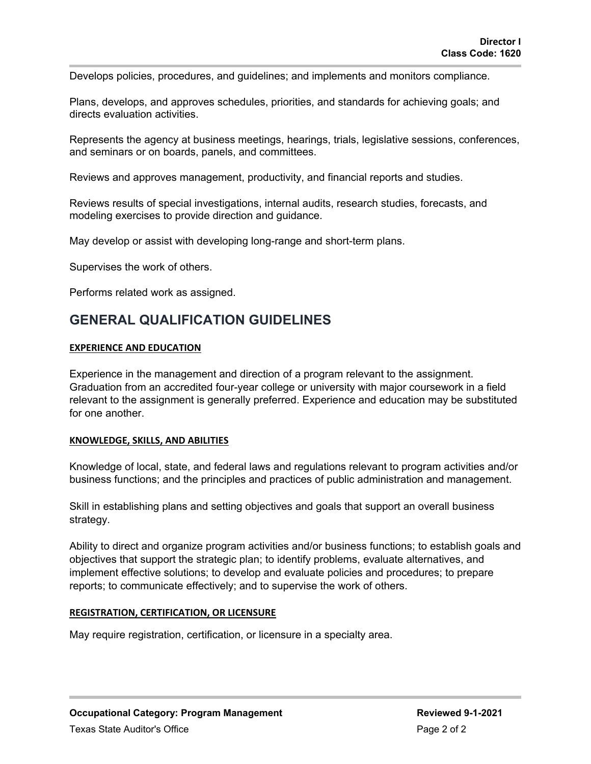Develops policies, procedures, and guidelines; and implements and monitors compliance.

Plans, develops, and approves schedules, priorities, and standards for achieving goals; and directs evaluation activities.

Represents the agency at business meetings, hearings, trials, legislative sessions, conferences, and seminars or on boards, panels, and committees.

Reviews and approves management, productivity, and financial reports and studies.

Reviews results of special investigations, internal audits, research studies, forecasts, and modeling exercises to provide direction and guidance.

May develop or assist with developing long-range and short-term plans.

Supervises the work of others.

Performs related work as assigned.

## GENERAL QUALIFICATION GUIDELINES

### EXPERIENCE AND EDUCATION

Experience in the management and direction of a program relevant to the assignment. Graduation from an accredited four-year college or university with major coursework in a field relevant to the assignment is generally preferred. Experience and education may be substituted for one another.

### KNOWLEDGE, SKILLS, AND ABILITIES

Knowledge of local, state, and federal laws and regulations relevant to program activities and/or business functions; and the principles and practices of public administration and management.

Skill in establishing plans and setting objectives and goals that support an overall business strategy.

Ability to direct and organize program activities and/or business functions; to establish goals and objectives that support the strategic plan; to identify problems, evaluate alternatives, and implement effective solutions; to develop and evaluate policies and procedures; to prepare reports; to communicate effectively; and to supervise the work of others.

### REGISTRATION, CERTIFICATION, OR LICENSURE

May require registration, certification, or licensure in a specialty area.